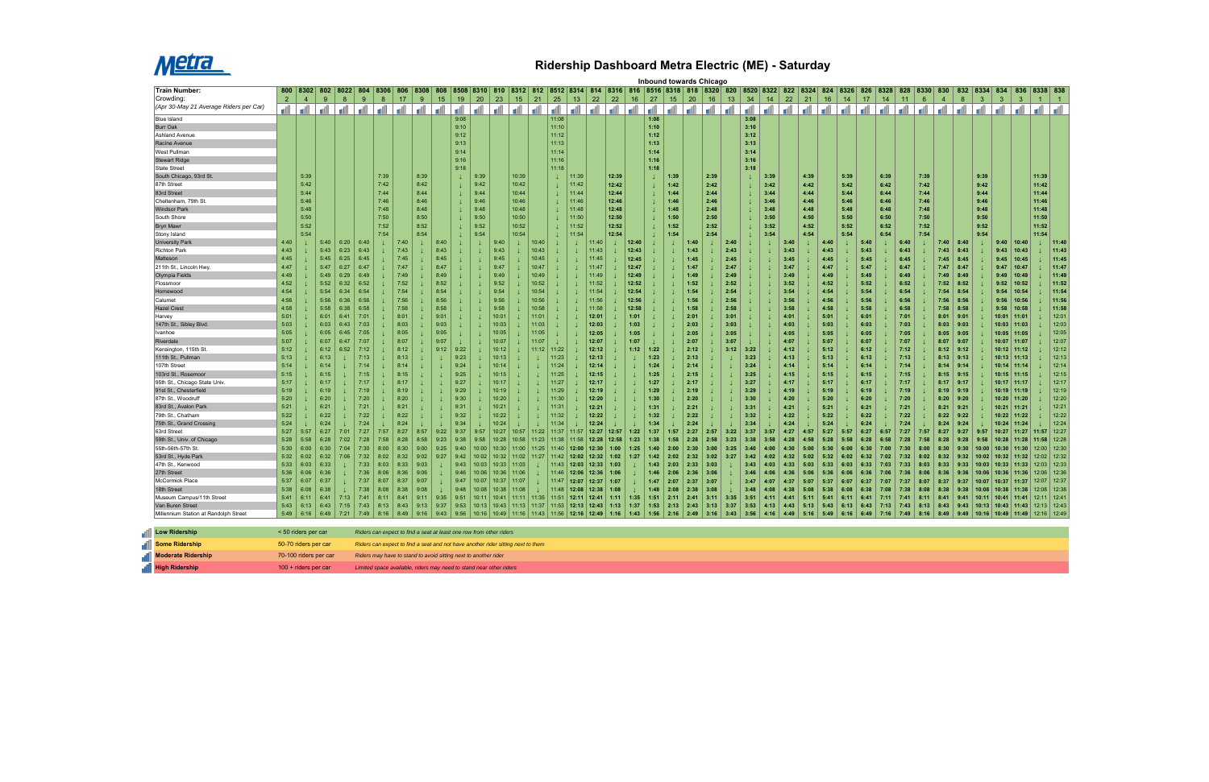# Ridership Dashboard Metra Electric (ME) - Saturday

## Inbound towards Chicago

| Train Number: | 800 | 8302 | 802 | 8022 | 804 | 8306 | 806 | 8308 | 808 | 8508 | 8310 | 810 | 8312 | 812 | 8512 | 8314 | 814 | 8316 | 816 | 8516 | 8318 | 818 | 8320 | 820 | 8520 | 8322 | 822 | 8324 | 824 | 8326 | 826 | 8328 | 828 | 8330 | 830 | 832 | 8334 | 834 | 836 | 8338 | 838 |
|---|---|---|---|---|---|---|---|---|---|---|---|---|---|---|---|---|---|---|---|---|---|---|---|---|---|---|---|---|---|---|---|---|---|---|---|---|---|---|---|---|---|
| Crowding: (Apr 30-May 21 Average Riders per Car) | 2 | 4 | 9 | 8 | 9 | 8 | 17 | 9 | 15 | 19 | 20 | 23 | 15 | 21 | 25 | 13 | 22 | 22 | 16 | 27 | 15 | 20 | 16 | 13 | 34 | 14 | 22 | 21 | 16 | 14 | 17 | 14 | 11 | 6 | 4 | 8 | 3 | 3 | 3 | 1 | 1 |
| Blue Island | | | | | | | | | | 9:08 | | | | | 11:08 | | | | | 1:08 | | | | | 3:08 | | | | | | | | | | | | | | | | |
| Burr Oak | | | | | | | | | | 9:10 | | | | | 11:10 | | | | | 1:10 | | | | | 3:10 | | | | | | | | | | | | | | | | |
| Ashland Avenue | | | | | | | | | | 9:12 | | | | | 11:12 | | | | | 1:12 | | | | | 3:12 | | | | | | | | | | | | | | | | |
| Racine Avenue | | | | | | | | | | 9:13 | | | | | 11:13 | | | | | 1:13 | | | | | 3:13 | | | | | | | | | | | | | | | | |
| West Pullman | | | | | | | | | | 9:14 | | | | | 11:14 | | | | | 1:14 | | | | | 3:14 | | | | | | | | | | | | | | | | |
| Stewart Ridge | | | | | | | | | | 9:16 | | | | | 11:16 | | | | | 1:16 | | | | | 3:16 | | | | | | | | | | | | | | | | |
| State Street | | | | | | | | | | 9:18 | | | | | 11:18 | | | | | 1:18 | | | | | 3:18 | | | | | | | | | | | | | | | | |
| South Chicago, 93rd St. | | 5:39 | | | | 7:39 | | 8:39 | | ↓ | 9:39 | | 10:39 | | ↓ | 11:39 | | 12:39 | | ↓ | 1:39 | | 2:39 | | ↓ | 3:39 | | 4:39 | | 5:39 | | 6:39 | | 7:39 | | | 9:39 | | | 11:39 | |
| 87th Street | | 5:42 | | | | 7:42 | | 8:42 | | ↓ | 9:42 | | 10:42 | | ↓ | 11:42 | | 12:42 | | ↓ | 1:42 | | 2:42 | | ↓ | 3:42 | | 4:42 | | 5:42 | | 6:42 | | 7:42 | | | 9:42 | | | 11:42 | |
| 83rd Street | | 5:44 | | | | 7:44 | | 8:44 | | ↓ | 9:44 | | 10:44 | | ↓ | 11:44 | | 12:44 | | ↓ | 1:44 | | 2:44 | | ↓ | 3:44 | | 4:44 | | 5:44 | | 6:44 | | 7:44 | | | 9:44 | | | 11:44 | |
| Cheltenham, 79th St. | | 5:46 | | | | 7:46 | | 8:46 | | ↓ | 9:46 | | 10:46 | | ↓ | 11:46 | | 12:46 | | ↓ | 1:46 | | 2:46 | | ↓ | 3:46 | | 4:46 | | 5:46 | | 6:46 | | 7:46 | | | 9:46 | | | 11:46 | |
| Windsor Park | | 5:48 | | | | 7:48 | | 8:48 | | ↓ | 9:48 | | 10:48 | | ↓ | 11:48 | | 12:48 | | ↓ | 1:48 | | 2:48 | | ↓ | 3:48 | | 4:48 | | 5:48 | | 6:48 | | 7:48 | | | 9:48 | | | 11:48 | |
| South Shore | | 5:50 | | | | 7:50 | | 8:50 | | ↓ | 9:50 | | 10:50 | | ↓ | 11:50 | | 12:50 | | ↓ | 1:50 | | 2:50 | | ↓ | 3:50 | | 4:50 | | 5:50 | | 6:50 | | 7:50 | | | 9:50 | | | 11:50 | |
| Bryn Mawr | | 5:52 | | | | 7:52 | | 8:52 | | ↓ | 9:52 | | 10:52 | | ↓ | 11:52 | | 12:52 | | ↓ | 1:52 | | 2:52 | | ↓ | 3:52 | | 4:52 | | 5:52 | | 6:52 | | 7:52 | | | 9:52 | | | 11:52 | |
| Stony Island | | 5:54 | | | | 7:54 | | 8:54 | | ↓ | 9:54 | | 10:54 | | ↓ | 11:54 | | 12:54 | | ↓ | 1:54 | | 2:54 | | ↓ | 3:54 | | 4:54 | | 5:54 | | 6:54 | | 7:54 | | | 9:54 | | | 11:54 | |
| University Park | 4:40 | ↓ | 5:40 | 6:20 | 6:40 | ↓ | 7:40 | ↓ | 8:40 | ↓ | ↓ | 9:40 | ↓ | 10:40 | ↓ | ↓ | 11:40 | ↓ | 12:40 | ↓ | ↓ | 1:40 | ↓ | 2:40 | ↓ | ↓ | 3:40 | ↓ | 4:40 | ↓ | 5:40 | ↓ | 6:40 | ↓ | 7:40 | 8:40 | ↓ | 9:40 | 10:40 | ↓ | 11:40 |
| Richton Park | 4:43 | ↓ | 5:43 | 6:23 | 6:43 | ↓ | 7:43 | ↓ | 8:43 | ↓ | ↓ | 9:43 | ↓ | 10:43 | ↓ | ↓ | 11:43 | ↓ | 12:43 | ↓ | ↓ | 1:43 | ↓ | 2:43 | ↓ | ↓ | 3:43 | ↓ | 4:43 | ↓ | 5:43 | ↓ | 6:43 | ↓ | 7:43 | 8:43 | ↓ | 9:43 | 10:43 | ↓ | 11:43 |
| Matteson | 4:45 | ↓ | 5:45 | 6:25 | 6:45 | ↓ | 7:45 | ↓ | 8:45 | ↓ | ↓ | 9:45 | ↓ | 10:45 | ↓ | ↓ | 11:45 | ↓ | 12:45 | ↓ | ↓ | 1:45 | ↓ | 2:45 | ↓ | ↓ | 3:45 | ↓ | 4:45 | ↓ | 5:45 | ↓ | 6:45 | ↓ | 7:45 | 8:45 | ↓ | 9:45 | 10:45 | ↓ | 11:45 |
| 211th St., Lincoln Hwy. | 4:47 | ↓ | 5:47 | 6:27 | 6:47 | ↓ | 7:47 | ↓ | 8:47 | ↓ | ↓ | 9:47 | ↓ | 10:47 | ↓ | ↓ | 11:47 | ↓ | 12:47 | ↓ | ↓ | 1:47 | ↓ | 2:47 | ↓ | ↓ | 3:47 | ↓ | 4:47 | ↓ | 5:47 | ↓ | 6:47 | ↓ | 7:47 | 8:47 | ↓ | 9:47 | 10:47 | ↓ | 11:47 |
| Olympia Fields | 4:49 | ↓ | 5:49 | 6:29 | 6:49 | ↓ | 7:49 | ↓ | 8:49 | ↓ | ↓ | 9:49 | ↓ | 10:49 | ↓ | ↓ | 11:49 | ↓ | 12:49 | ↓ | ↓ | 1:49 | ↓ | 2:49 | ↓ | ↓ | 3:49 | ↓ | 4:49 | ↓ | 5:49 | ↓ | 6:49 | ↓ | 7:49 | 8:49 | ↓ | 9:49 | 10:49 | ↓ | 11:49 |
| Flossmoor | 4:52 | ↓ | 5:52 | 6:32 | 6:52 | ↓ | 7:52 | ↓ | 8:52 | ↓ | ↓ | 9:52 | ↓ | 10:52 | ↓ | ↓ | 11:52 | ↓ | 12:52 | ↓ | ↓ | 1:52 | ↓ | 2:52 | ↓ | ↓ | 3:52 | ↓ | 4:52 | ↓ | 5:52 | ↓ | 6:52 | ↓ | 7:52 | 8:52 | ↓ | 9:52 | 10:52 | ↓ | 11:52 |
| Homewood | 4:54 | ↓ | 5:54 | 6:34 | 6:54 | ↓ | 7:54 | ↓ | 8:54 | ↓ | ↓ | 9:54 | ↓ | 10:54 | ↓ | ↓ | 11:54 | ↓ | 12:54 | ↓ | ↓ | 1:54 | ↓ | 2:54 | ↓ | ↓ | 3:54 | ↓ | 4:54 | ↓ | 5:54 | ↓ | 6:54 | ↓ | 7:54 | 8:54 | ↓ | 9:54 | 10:54 | ↓ | 11:54 |
| Calumet | 4:56 | ↓ | 5:56 | 6:36 | 6:56 | ↓ | 7:56 | ↓ | 8:56 | ↓ | ↓ | 9:56 | ↓ | 10:56 | ↓ | ↓ | 11:56 | ↓ | 12:56 | ↓ | ↓ | 1:56 | ↓ | 2:56 | ↓ | ↓ | 3:56 | ↓ | 4:56 | ↓ | 5:56 | ↓ | 6:56 | ↓ | 7:56 | 8:56 | ↓ | 9:56 | 10:56 | ↓ | 11:56 |
| Hazel Crest | 4:58 | ↓ | 5:58 | 6:38 | 6:58 | ↓ | 7:58 | ↓ | 8:58 | ↓ | ↓ | 9:58 | ↓ | 10:58 | ↓ | ↓ | 11:58 | ↓ | 12:58 | ↓ | ↓ | 1:58 | ↓ | 2:58 | ↓ | ↓ | 3:58 | ↓ | 4:58 | ↓ | 5:58 | ↓ | 6:58 | ↓ | 7:58 | 8:58 | ↓ | 9:58 | 10:58 | ↓ | 11:58 |
| Harvey | 5:01 | ↓ | 6:01 | 6:41 | 7:01 | ↓ | 8:01 | ↓ | 9:01 | ↓ | ↓ | 10:01 | ↓ | 11:01 | ↓ | ↓ | 12:01 | ↓ | 1:01 | ↓ | ↓ | 2:01 | ↓ | 3:01 | ↓ | ↓ | 4:01 | ↓ | 5:01 | ↓ | 6:01 | ↓ | 7:01 | ↓ | 8:01 | 9:01 | ↓ | 10:01 | 11:01 | ↓ | 12:01 |
| 147th St., Sibley Blvd. | 5:03 | ↓ | 6:03 | 6:43 | 7:03 | ↓ | 8:03 | ↓ | 9:03 | ↓ | ↓ | 10:03 | ↓ | 11:03 | ↓ | ↓ | 12:03 | ↓ | 1:03 | ↓ | ↓ | 2:03 | ↓ | 3:03 | ↓ | ↓ | 4:03 | ↓ | 5:03 | ↓ | 6:03 | ↓ | 7:03 | ↓ | 8:03 | 9:03 | ↓ | 10:03 | 11:03 | ↓ | 12:03 |
| Ivanhoe | 5:05 | ↓ | 6:05 | 6:45 | 7:05 | ↓ | 8:05 | ↓ | 9:05 | ↓ | ↓ | 10:05 | ↓ | 11:05 | ↓ | ↓ | 12:05 | ↓ | 1:05 | ↓ | ↓ | 2:05 | ↓ | 3:05 | ↓ | ↓ | 4:05 | ↓ | 5:05 | ↓ | 6:05 | ↓ | 7:05 | ↓ | 8:05 | 9:05 | ↓ | 10:05 | 11:05 | ↓ | 12:05 |
| Riverdale | 5:07 | ↓ | 6:07 | 6:47 | 7:07 | ↓ | 8:07 | ↓ | 9:07 | ↓ | ↓ | 10:07 | ↓ | 11:07 | ↓ | ↓ | 12:07 | ↓ | 1:07 | ↓ | ↓ | 2:07 | ↓ | 3:07 | ↓ | ↓ | 4:07 | ↓ | 5:07 | ↓ | 6:07 | ↓ | 7:07 | ↓ | 8:07 | 9:07 | ↓ | 10:07 | 11:07 | ↓ | 12:07 |
| Kensington, 115th St. | 5:12 | ↓ | 6:12 | 6:52 | 7:12 | ↓ | 8:12 | ↓ | 9:12 | 9:22 | ↓ | 10:12 | ↓ | 11:12 | 11:22 | ↓ | 12:12 | ↓ | 1:12 | 1:22 | ↓ | 2:12 | ↓ | 3:12 | 3:22 | ↓ | 4:12 | ↓ | 5:12 | ↓ | 6:12 | ↓ | 7:12 | ↓ | 8:12 | 9:12 | ↓ | 10:12 | 11:12 | ↓ | 12:12 |
| 111th St., Pullman | 5:13 | ↓ | 6:13 | ↓ | 7:13 | ↓ | 8:13 | ↓ | ↓ | 9:23 | ↓ | 10:13 | ↓ | ↓ | 11:23 | ↓ | 12:13 | ↓ | ↓ | 1:23 | ↓ | 2:13 | ↓ | ↓ | 3:23 | ↓ | 4:13 | ↓ | 5:13 | ↓ | 6:13 | ↓ | 7:13 | ↓ | 8:13 | 9:13 | ↓ | 10:13 | 11:13 | ↓ | 12:13 |
| 107th Street | 5:14 | ↓ | 6:14 | ↓ | 7:14 | ↓ | 8:14 | ↓ | ↓ | 9:24 | ↓ | 10:14 | ↓ | ↓ | 11:24 | ↓ | 12:14 | ↓ | ↓ | 1:24 | ↓ | 2:14 | ↓ | ↓ | 3:24 | ↓ | 4:14 | ↓ | 5:14 | ↓ | 6:14 | ↓ | 7:14 | ↓ | 8:14 | 9:14 | ↓ | 10:14 | 11:14 | ↓ | 12:14 |
| 103rd St., Rosemoor | 5:15 | ↓ | 6:15 | ↓ | 7:15 | ↓ | 8:15 | ↓ | ↓ | 9:25 | ↓ | 10:15 | ↓ | ↓ | 11:25 | ↓ | 12:15 | ↓ | ↓ | 1:25 | ↓ | 2:15 | ↓ | ↓ | 3:25 | ↓ | 4:15 | ↓ | 5:15 | ↓ | 6:15 | ↓ | 7:15 | ↓ | 8:15 | 9:15 | ↓ | 10:15 | 11:15 | ↓ | 12:15 |
| 95th St., Chicago State Univ. | 5:17 | ↓ | 6:17 | ↓ | 7:17 | ↓ | 8:17 | ↓ | ↓ | 9:27 | ↓ | 10:17 | ↓ | ↓ | 11:27 | ↓ | 12:17 | ↓ | ↓ | 1:27 | ↓ | 2:17 | ↓ | ↓ | 3:27 | ↓ | 4:17 | ↓ | 5:17 | ↓ | 6:17 | ↓ | 7:17 | ↓ | 8:17 | 9:17 | ↓ | 10:17 | 11:17 | ↓ | 12:17 |
| 91st St., Chesterfield | 5:19 | ↓ | 6:19 | ↓ | 7:19 | ↓ | 8:19 | ↓ | ↓ | 9:29 | ↓ | 10:19 | ↓ | ↓ | 11:29 | ↓ | 12:19 | ↓ | ↓ | 1:29 | ↓ | 2:19 | ↓ | ↓ | 3:29 | ↓ | 4:19 | ↓ | 5:19 | ↓ | 6:19 | ↓ | 7:19 | ↓ | 8:19 | 9:19 | ↓ | 10:19 | 11:19 | ↓ | 12:19 |
| 87th St., Woodruff | 5:20 | ↓ | 6:20 | ↓ | 7:20 | ↓ | 8:20 | ↓ | ↓ | 9:30 | ↓ | 10:20 | ↓ | ↓ | 11:30 | ↓ | 12:20 | ↓ | ↓ | 1:30 | ↓ | 2:20 | ↓ | ↓ | 3:30 | ↓ | 4:20 | ↓ | 5:20 | ↓ | 6:20 | ↓ | 7:20 | ↓ | 8:20 | 9:20 | ↓ | 10:20 | 11:20 | ↓ | 12:20 |
| 83rd St., Avalon Park | 5:21 | ↓ | 6:21 | ↓ | 7:21 | ↓ | 8:21 | ↓ | ↓ | 9:31 | ↓ | 10:21 | ↓ | ↓ | 11:31 | ↓ | 12:21 | ↓ | ↓ | 1:31 | ↓ | 2:21 | ↓ | ↓ | 3:31 | ↓ | 4:21 | ↓ | 5:21 | ↓ | 6:21 | ↓ | 7:21 | ↓ | 8:21 | 9:21 | ↓ | 10:21 | 11:21 | ↓ | 12:21 |
| 79th St., Chatham | 5:22 | ↓ | 6:22 | ↓ | 7:22 | ↓ | 8:22 | ↓ | ↓ | 9:32 | ↓ | 10:22 | ↓ | ↓ | 11:32 | ↓ | 12:22 | ↓ | ↓ | 1:32 | ↓ | 2:22 | ↓ | ↓ | 3:32 | ↓ | 4:22 | ↓ | 5:22 | ↓ | 6:22 | ↓ | 7:22 | ↓ | 8:22 | 9:22 | ↓ | 10:22 | 11:22 | ↓ | 12:22 |
| 75th St., Grand Crossing | 5:24 | ↓ | 6:24 | ↓ | 7:24 | ↓ | 8:24 | ↓ | ↓ | 9:34 | ↓ | 10:24 | ↓ | ↓ | 11:34 | ↓ | 12:24 | ↓ | ↓ | 1:34 | ↓ | 2:24 | ↓ | ↓ | 3:34 | ↓ | 4:24 | ↓ | 5:24 | ↓ | 6:24 | ↓ | 7:24 | ↓ | 8:24 | 9:24 | ↓ | 10:24 | 11:24 | ↓ | 12:24 |
| 63rd Street | 5:27 | 5:57 | 6:27 | 7:01 | 7:27 | 7:57 | 8:27 | 8:57 | 9:22 | 9:37 | 9:57 | 10:27 | 10:57 | 11:22 | 11:37 | 11:57 | 12:27 | 12:57 | 1:22 | 1:37 | 1:57 | 2:27 | 2:57 | 3:22 | 3:37 | 3:57 | 4:27 | 4:57 | 5:27 | 5:57 | 6:27 | 6:57 | 7:27 | 7:57 | 8:27 | 9:27 | 9:57 | 10:27 | 11:27 | 11:57 | 12:27 |
| 59th St., Univ. of Chicago | 5:28 | 5:58 | 6:28 | 7:02 | 7:28 | 7:58 | 8:28 | 8:58 | 9:23 | 9:38 | 9:58 | 10:28 | 10:58 | 11:23 | 11:38 | 11:58 | 12:28 | 12:58 | 1:23 | 1:38 | 1:58 | 2:28 | 2:58 | 3:23 | 3:38 | 3:58 | 4:28 | 4:58 | 5:28 | 5:58 | 6:28 | 6:58 | 7:28 | 7:58 | 8:28 | 9:28 | 9:58 | 10:28 | 11:28 | 11:58 | 12:28 |
| 55th-56th-57th St. | 5:30 | 6:00 | 6:30 | 7:04 | 7:30 | 8:00 | 8:30 | 9:00 | 9:25 | 9:40 | 10:00 | 10:30 | 11:00 | 11:25 | 11:40 | 12:00 | 12:30 | 1:00 | 1:25 | 1:40 | 2:00 | 2:30 | 3:00 | 3:25 | 3:40 | 4:00 | 4:30 | 5:00 | 5:30 | 6:00 | 6:30 | 7:00 | 7:30 | 8:00 | 8:30 | 9:30 | 10:00 | 10:30 | 11:30 | 12:00 | 12:30 |
| 53rd St., Hyde Park | 5:32 | 6:02 | 6:32 | 7:06 | 7:32 | 8:02 | 8:32 | 9:02 | 9:27 | 9:42 | 10:02 | 10:32 | 11:02 | 11:27 | 11:42 | 12:02 | 12:32 | 1:02 | 1:27 | 1:42 | 2:02 | 2:32 | 3:02 | 3:27 | 3:42 | 4:02 | 4:32 | 5:02 | 5:32 | 6:02 | 6:32 | 7:02 | 7:32 | 8:02 | 8:32 | 9:32 | 10:02 | 10:32 | 11:32 | 12:02 | 12:32 |
| 47th St., Kenwood | 5:33 | 6:03 | 6:33 | ↓ | 7:33 | 8:03 | 8:33 | 9:03 | ↓ | 9:43 | 10:03 | 10:33 | 11:03 | ↓ | 11:43 | 12:03 | 12:33 | 1:03 | ↓ | 1:43 | 2:03 | 2:33 | 3:03 | ↓ | 3:43 | 4:03 | 4:33 | 5:03 | 5:33 | 6:03 | 6:33 | 7:03 | 7:33 | 8:03 | 8:33 | 9:33 | 10:03 | 10:33 | 11:33 | 12:03 | 12:33 |
| 27th Street | 5:36 | 6:06 | 6:36 | ↓ | 7:36 | 8:06 | 8:36 | 9:06 | ↓ | 9:46 | 10:06 | 10:36 | 11:06 | ↓ | 11:46 | 12:06 | 12:36 | 1:06 | ↓ | 1:46 | 2:06 | 2:36 | 3:06 | ↓ | 3:46 | 4:06 | 4:36 | 5:06 | 5:36 | 6:06 | 6:36 | 7:06 | 7:36 | 8:06 | 8:36 | 9:36 | 10:06 | 10:36 | 11:36 | 12:06 | 12:36 |
| McCormick Place | 5:37 | 6:07 | 6:37 | ↓ | 7:37 | 8:07 | 8:37 | 9:07 | ↓ | 9:47 | 10:07 | 10:37 | 11:07 | ↓ | 11:47 | 12:07 | 12:37 | 1:07 | ↓ | 1:47 | 2:07 | 2:37 | 3:07 | ↓ | 3:47 | 4:07 | 4:37 | 5:07 | 5:37 | 6:07 | 6:37 | 7:07 | 7:37 | 8:07 | 8:37 | 9:37 | 10:07 | 10:37 | 11:37 | 12:07 | 12:37 |
| 18th Street | 5:38 | 6:08 | 6:38 | ↓ | 7:38 | 8:08 | 8:38 | 9:08 | ↓ | 9:48 | 10:08 | 10:38 | 11:08 | ↓ | 11:48 | 12:08 | 12:38 | 1:08 | ↓ | 1:48 | 2:08 | 2:38 | 3:08 | ↓ | 3:48 | 4:08 | 4:38 | 5:08 | 5:38 | 6:08 | 6:38 | 7:08 | 7:38 | 8:08 | 8:38 | 9:38 | 10:08 | 10:38 | 11:38 | 12:08 | 12:38 |
| Museum Campus/11th Street | 5:41 | 6:11 | 6:41 | 7:13 | 7:41 | 8:11 | 8:41 | 9:11 | 9:35 | 9:51 | 10:11 | 10:41 | 11:11 | 11:35 | 11:51 | 12:11 | 12:41 | 1:11 | 1:35 | 1:51 | 2:11 | 2:41 | 3:11 | 3:35 | 3:51 | 4:11 | 4:41 | 5:11 | 5:41 | 6:11 | 6:41 | 7:11 | 7:41 | 8:11 | 8:41 | 9:41 | 10:11 | 10:41 | 11:41 | 12:11 | 12:41 |
| Van Buren Street | 5:43 | 6:13 | 6:43 | 7:15 | 7:43 | 8:13 | 8:43 | 9:13 | 9:37 | 9:53 | 10:13 | 10:43 | 11:13 | 11:37 | 11:53 | 12:13 | 12:43 | 1:13 | 1:37 | 1:53 | 2:13 | 2:43 | 3:13 | 3:37 | 3:53 | 4:13 | 4:43 | 5:13 | 5:43 | 6:13 | 6:43 | 7:13 | 7:43 | 8:13 | 8:43 | 9:43 | 10:13 | 10:43 | 11:43 | 12:13 | 12:43 |
| Millennium Station at Randolph Street | 5:49 | 6:16 | 6:49 | 7:21 | 7:49 | 8:16 | 8:49 | 9:16 | 9:43 | 9:56 | 10:16 | 10:49 | 11:16 | 11:43 | 11:56 | 12:16 | 12:49 | 1:16 | 1:43 | 1:56 | 2:16 | 2:49 | 3:16 | 3:43 | 3:56 | 4:16 | 4:49 | 5:16 | 5:49 | 6:16 | 6:49 | 7:16 | 7:49 | 8:16 | 8:49 | 9:49 | 10:16 | 10:49 | 11:49 | 12:16 | 12:49 |

| Ridership Level | Riders per Car | Description |
|---|---|---|
| Low Ridership | < 50 riders per car | Riders can expect to find a seat at least one row from other riders |
| Some Ridership | 50-70 riders per car | Riders can expect to find a seat and not have another rider sitting next to them |
| Moderate Ridership | 70-100 riders per car | Riders may have to stand to avoid sitting next to another rider |
| High Ridership | 100 + riders per car | Limited space available, riders may need to stand near other riders |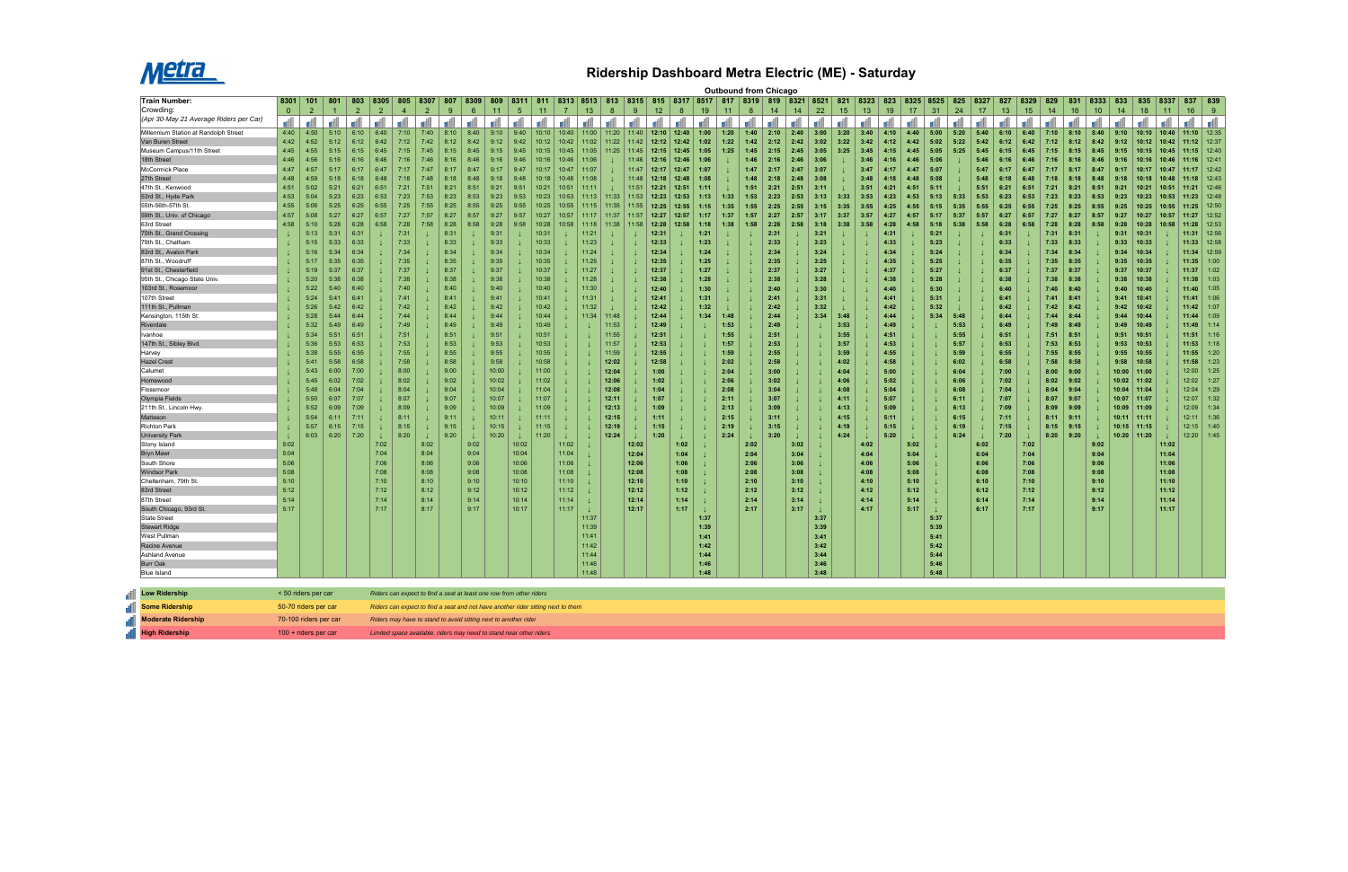# Ridership Dashboard Metra Electric (ME) - Saturday

## Outbound from Chicago

| Train Number: | 8301 | 101 | 801 | 803 | 8305 | 805 | 8307 | 807 | 8309 | 809 | 8311 | 811 | 8313 | 8513 | 813 | 8315 | 815 | 8317 | 8517 | 817 | 8319 | 819 | 8321 | 8521 | 821 | 8323 | 823 | 8325 | 8525 | 825 | 8327 | 827 | 8329 | 829 | 831 | 8333 | 833 | 835 | 8337 | 837 | 839 |
|---|---|---|---|---|---|---|---|---|---|---|---|---|---|---|---|---|---|---|---|---|---|---|---|---|---|---|---|---|---|---|---|---|---|---|---|---|---|---|---|---|---|
| Crowding: | 0 | 2 | 1 | 2 | 2 | 4 | 2 | 9 | 6 | 11 | 5 | 11 | 7 | 13 | 8 | 9 | 12 | 8 | 19 | 11 | 8 | 14 | 14 | 22 | 15 | 13 | 19 | 17 | 31 | 24 | 17 | 13 | 15 | 14 | 16 | 10 | 14 | 18 | 11 | 16 | 9 |
| (Apr 30-May 21 Average Riders per Car) | | | | | | | | | | | | | | | | | | | | | | | | | | | | | | | | | | | | | | | | | |
| Millennium Station at Randolph Street | 4:40 | 4:50 | 5:10 | 6:10 | 6:40 | 7:10 | 7:40 | 8:10 | 8:40 | 9:10 | 9:40 | 10:10 | 10:40 | 11:00 | 11:20 | 11:40 | 12:10 | 12:40 | 1:00 | 1:20 | 1:40 | 2:10 | 2:40 | 3:00 | 3:20 | 3:40 | 4:10 | 4:40 | 5:00 | 5:20 | 5:40 | 6:10 | 6:40 | 7:10 | 8:10 | 8:40 | 9:10 | 10:10 | 10:40 | 11:10 | 12:35 |
| Van Buren Street | 4:42 | 4:52 | 5:12 | 6:12 | 6:42 | 7:12 | 7:42 | 8:12 | 8:42 | 9:12 | 9:42 | 10:12 | 10:42 | 11:02 | 11:22 | 11:42 | 12:12 | 12:42 | 1:02 | 1:22 | 1:42 | 2:12 | 2:42 | 3:02 | 3:22 | 3:42 | 4:12 | 4:42 | 5:02 | 5:22 | 5:42 | 6:12 | 6:42 | 7:12 | 8:12 | 8:42 | 9:12 | 10:12 | 10:42 | 11:12 | 12:37 |
| Museum Campus/11th Street | 4:45 | 4:55 | 5:15 | 6:15 | 6:45 | 7:15 | 7:45 | 8:15 | 8:45 | 9:15 | 9:45 | 10:15 | 10:45 | 11:05 | 11:25 | 11:45 | 12:15 | 12:45 | 1:05 | 1:25 | 1:45 | 2:15 | 2:45 | 3:05 | 3:25 | 3:45 | 4:15 | 4:45 | 5:05 | 5:25 | 5:45 | 6:15 | 6:45 | 7:15 | 8:15 | 8:45 | 9:15 | 10:15 | 10:45 | 11:15 | 12:40 |
| 18th Street | 4:46 | 4:56 | 5:16 | 6:16 | 6:46 | 7:16 | 7:46 | 8:16 | 8:46 | 9:16 | 9:46 | 10:16 | 10:46 | 11:06 | ↓ | 11:46 | 12:16 | 12:46 | 1:06 | ↓ | 1:46 | 2:16 | 2:46 | 3:06 | ↓ | 3:46 | 4:16 | 4:46 | 5:06 | ↓ | 5:46 | 6:16 | 6:46 | 7:16 | 8:16 | 8:46 | 9:16 | 10:16 | 10:46 | 11:16 | 12:41 |
| McCormick Place | 4:47 | 4:57 | 5:17 | 6:17 | 6:47 | 7:17 | 7:47 | 8:17 | 8:47 | 9:17 | 9:47 | 10:17 | 10:47 | 11:07 | ↓ | 11:47 | 12:17 | 12:47 | 1:07 | ↓ | 1:47 | 2:17 | 2:47 | 3:07 | ↓ | 3:47 | 4:17 | 4:47 | 5:07 | ↓ | 5:47 | 6:17 | 6:47 | 7:17 | 8:17 | 8:47 | 9:17 | 10:17 | 10:47 | 11:17 | 12:42 |
| 27th Street | 4:48 | 4:59 | 5:18 | 6:18 | 6:48 | 7:18 | 7:48 | 8:18 | 8:48 | 9:18 | 9:48 | 10:18 | 10:48 | 11:08 | ↓ | 11:48 | 12:18 | 12:48 | 1:08 | ↓ | 1:48 | 2:18 | 2:48 | 3:08 | ↓ | 3:48 | 4:18 | 4:48 | 5:08 | ↓ | 5:48 | 6:18 | 6:48 | 7:18 | 8:18 | 8:48 | 9:18 | 10:18 | 10:48 | 11:18 | 12:43 |
| 47th St., Kenwood | 4:51 | 5:02 | 5:21 | 6:21 | 6:51 | 7:21 | 7:51 | 8:21 | 8:51 | 9:21 | 9:51 | 10:21 | 10:51 | 11:11 | ↓ | 11:51 | 12:21 | 12:51 | 1:11 | ↓ | 1:51 | 2:21 | 2:51 | 3:11 | ↓ | 3:51 | 4:21 | 4:51 | 5:11 | ↓ | 5:51 | 6:21 | 6:51 | 7:21 | 8:21 | 8:51 | 9:21 | 10:21 | 10:51 | 11:21 | 12:46 |
| 53rd St., Hyde Park | 4:53 | 5:04 | 5:23 | 6:23 | 6:53 | 7:23 | 7:53 | 8:23 | 8:53 | 9:23 | 9:53 | 10:23 | 10:53 | 11:13 | 11:33 | 11:53 | 12:23 | 12:53 | 1:13 | 1:33 | 1:53 | 2:23 | 2:53 | 3:13 | 3:33 | 3:53 | 4:23 | 4:53 | 5:13 | 5:33 | 5:53 | 6:23 | 6:53 | 7:23 | 8:23 | 8:53 | 9:23 | 10:23 | 10:53 | 11:23 | 12:48 |
| 55th-56th-57th St. | 4:55 | 5:06 | 5:25 | 6:25 | 6:55 | 7:25 | 7:55 | 8:25 | 8:55 | 9:25 | 9:55 | 10:25 | 10:55 | 11:15 | 11:35 | 11:55 | 12:25 | 12:55 | 1:15 | 1:35 | 1:55 | 2:25 | 2:55 | 3:15 | 3:35 | 3:55 | 4:25 | 4:55 | 5:15 | 5:35 | 5:55 | 6:25 | 6:55 | 7:25 | 8:25 | 8:55 | 9:25 | 10:25 | 10:55 | 11:25 | 12:50 |
| 59th St., Univ. of Chicago | 4:57 | 5:08 | 5:27 | 6:27 | 6:57 | 7:27 | 7:57 | 8:27 | 8:57 | 9:27 | 9:57 | 10:27 | 10:57 | 11:17 | 11:37 | 11:57 | 12:27 | 12:57 | 1:17 | 1:37 | 1:57 | 2:27 | 2:57 | 3:17 | 3:37 | 3:57 | 4:27 | 4:57 | 5:17 | 5:37 | 5:57 | 6:27 | 6:57 | 7:27 | 8:27 | 8:57 | 9:27 | 10:27 | 10:57 | 11:27 | 12:52 |
| 63rd Street | 4:58 | 5:10 | 5:28 | 6:28 | 6:58 | 7:28 | 7:58 | 8:28 | 8:58 | 9:28 | 9:58 | 10:28 | 10:58 | 11:18 | 11:38 | 11:58 | 12:28 | 12:58 | 1:18 | 1:38 | 1:58 | 2:28 | 2:58 | 3:18 | 3:38 | 3:58 | 4:28 | 4:58 | 5:18 | 5:38 | 5:58 | 6:28 | 6:58 | 7:28 | 8:28 | 8:58 | 9:28 | 10:28 | 10:58 | 11:28 | 12:53 |
| 75th St., Grand Crossing | ↓ | 5:13 | 5:31 | 6:31 | ↓ | 7:31 | ↓ | 8:31 | ↓ | 9:31 | ↓ | 10:31 | ↓ | 11:21 | ↓ | ↓ | 12:31 | ↓ | 1:21 | ↓ | ↓ | 2:31 | ↓ | 3:21 | ↓ | ↓ | 4:31 | ↓ | 5:21 | ↓ | ↓ | 6:31 | ↓ | 7:31 | 8:31 | ↓ | 9:31 | 10:31 | ↓ | 11:31 | 12:56 |
| 79th St., Chatham | ↓ | 5:15 | 5:33 | 6:33 | ↓ | 7:33 | ↓ | 8:33 | ↓ | 9:33 | ↓ | 10:33 | ↓ | 11:23 | ↓ | ↓ | 12:33 | ↓ | 1:23 | ↓ | ↓ | 2:33 | ↓ | 3:23 | ↓ | ↓ | 4:33 | ↓ | 5:23 | ↓ | ↓ | 6:33 | ↓ | 7:33 | 8:33 | ↓ | 9:33 | 10:33 | ↓ | 11:33 | 12:58 |
| 83rd St., Avalon Park | ↓ | 5:16 | 5:34 | 6:34 | ↓ | 7:34 | ↓ | 8:34 | ↓ | 9:34 | ↓ | 10:34 | ↓ | 11:24 | ↓ | ↓ | 12:34 | ↓ | 1:24 | ↓ | ↓ | 2:34 | ↓ | 3:24 | ↓ | ↓ | 4:34 | ↓ | 5:24 | ↓ | ↓ | 6:34 | ↓ | 7:34 | 8:34 | ↓ | 9:34 | 10:34 | ↓ | 11:34 | 12:59 |
| 87th St., Woodruff | ↓ | 5:17 | 5:35 | 6:35 | ↓ | 7:35 | ↓ | 8:35 | ↓ | 9:35 | ↓ | 10:35 | ↓ | 11:25 | ↓ | ↓ | 12:35 | ↓ | 1:25 | ↓ | ↓ | 2:35 | ↓ | 3:25 | ↓ | ↓ | 4:35 | ↓ | 5:25 | ↓ | ↓ | 6:35 | ↓ | 7:35 | 8:35 | ↓ | 9:35 | 10:35 | ↓ | 11:35 | 1:00 |
| 91st St., Chesterfield | ↓ | 5:19 | 5:37 | 6:37 | ↓ | 7:37 | ↓ | 8:37 | ↓ | 9:37 | ↓ | 10:37 | ↓ | 11:27 | ↓ | ↓ | 12:37 | ↓ | 1:27 | ↓ | ↓ | 2:37 | ↓ | 3:27 | ↓ | ↓ | 4:37 | ↓ | 5:27 | ↓ | ↓ | 6:37 | ↓ | 7:37 | 8:37 | ↓ | 9:37 | 10:37 | ↓ | 11:37 | 1:02 |
| 95th St., Chicago State Univ. | ↓ | 5:20 | 5:38 | 6:38 | ↓ | 7:38 | ↓ | 8:38 | ↓ | 9:38 | ↓ | 10:38 | ↓ | 11:28 | ↓ | ↓ | 12:38 | ↓ | 1:28 | ↓ | ↓ | 2:38 | ↓ | 3:28 | ↓ | ↓ | 4:38 | ↓ | 5:28 | ↓ | ↓ | 6:38 | ↓ | 7:38 | 8:38 | ↓ | 9:38 | 10:38 | ↓ | 11:38 | 1:03 |
| 103rd St., Rosemoor | ↓ | 5:22 | 5:40 | 6:40 | ↓ | 7:40 | ↓ | 8:40 | ↓ | 9:40 | ↓ | 10:40 | ↓ | 11:30 | ↓ | ↓ | 12:40 | ↓ | 1:30 | ↓ | ↓ | 2:40 | ↓ | 3:30 | ↓ | ↓ | 4:40 | ↓ | 5:30 | ↓ | ↓ | 6:40 | ↓ | 7:40 | 8:40 | ↓ | 9:40 | 10:40 | ↓ | 11:40 | 1:05 |
| 107th Street | ↓ | 5:24 | 5:41 | 6:41 | ↓ | 7:41 | ↓ | 8:41 | ↓ | 9:41 | ↓ | 10:41 | ↓ | 11:31 | ↓ | ↓ | 12:41 | ↓ | 1:31 | ↓ | ↓ | 2:41 | ↓ | 3:31 | ↓ | ↓ | 4:41 | ↓ | 5:31 | ↓ | ↓ | 6:41 | ↓ | 7:41 | 8:41 | ↓ | 9:41 | 10:41 | ↓ | 11:41 | 1:06 |
| 111th St., Pullman | ↓ | 5:26 | 5:42 | 6:42 | ↓ | 7:42 | ↓ | 8:42 | ↓ | 9:42 | ↓ | 10:42 | ↓ | 11:32 | ↓ | ↓ | 12:42 | ↓ | 1:32 | ↓ | ↓ | 2:42 | ↓ | 3:32 | ↓ | ↓ | 4:42 | ↓ | 5:32 | ↓ | ↓ | 6:42 | ↓ | 7:42 | 8:42 | ↓ | 9:42 | 10:42 | ↓ | 11:42 | 1:07 |
| Kensington, 115th St. | ↓ | 5:28 | 5:44 | 6:44 | ↓ | 7:44 | ↓ | 8:44 | ↓ | 9:44 | ↓ | 10:44 | ↓ | 11:34 | 11:48 | ↓ | 12:44 | ↓ | 1:34 | 1:48 | ↓ | 2:44 | ↓ | 3:34 | 3:48 | ↓ | 4:44 | ↓ | 5:34 | 5:48 | ↓ | 6:44 | ↓ | 7:44 | 8:44 | ↓ | 9:44 | 10:44 | ↓ | 11:44 | 1:09 |
| Riverdale | ↓ | 5:32 | 5:49 | 6:49 | ↓ | 7:49 | ↓ | 8:49 | ↓ | 9:49 | ↓ | 10:49 | ↓ | ↓ | 11:53 | ↓ | 12:49 | ↓ | ↓ | 1:53 | ↓ | 2:49 | ↓ | ↓ | 3:53 | ↓ | 4:49 | ↓ | ↓ | 5:53 | ↓ | 6:49 | ↓ | 7:49 | 8:49 | ↓ | 9:49 | 10:49 | ↓ | 11:49 | 1:14 |
| Ivanhoe | ↓ | 5:34 | 5:51 | 6:51 | ↓ | 7:51 | ↓ | 8:51 | ↓ | 9:51 | ↓ | 10:51 | ↓ | ↓ | 11:55 | ↓ | 12:51 | ↓ | ↓ | 1:55 | ↓ | 2:51 | ↓ | ↓ | 3:55 | ↓ | 4:51 | ↓ | ↓ | 5:55 | ↓ | 6:51 | ↓ | 7:51 | 8:51 | ↓ | 9:51 | 10:51 | ↓ | 11:51 | 1:16 |
| 147th St., Sibley Blvd. | ↓ | 5:36 | 5:53 | 6:53 | ↓ | 7:53 | ↓ | 8:53 | ↓ | 9:53 | ↓ | 10:53 | ↓ | ↓ | 11:57 | ↓ | 12:53 | ↓ | ↓ | 1:57 | ↓ | 2:53 | ↓ | ↓ | 3:57 | ↓ | 4:53 | ↓ | ↓ | 5:57 | ↓ | 6:53 | ↓ | 7:53 | 8:53 | ↓ | 9:53 | 10:53 | ↓ | 11:53 | 1:18 |
| Harvey | ↓ | 5:38 | 5:55 | 6:55 | ↓ | 7:55 | ↓ | 8:55 | ↓ | 9:55 | ↓ | 10:55 | ↓ | ↓ | 11:59 | ↓ | 12:55 | ↓ | ↓ | 1:59 | ↓ | 2:55 | ↓ | ↓ | 3:59 | ↓ | 4:55 | ↓ | ↓ | 5:59 | ↓ | 6:55 | ↓ | 7:55 | 8:55 | ↓ | 9:55 | 10:55 | ↓ | 11:55 | 1:20 |
| Hazel Crest | ↓ | 5:41 | 5:58 | 6:58 | ↓ | 7:58 | ↓ | 8:58 | ↓ | 9:58 | ↓ | 10:58 | ↓ | ↓ | 12:02 | ↓ | 12:58 | ↓ | ↓ | 2:02 | ↓ | 2:58 | ↓ | ↓ | 4:02 | ↓ | 4:58 | ↓ | ↓ | 6:02 | ↓ | 6:58 | ↓ | 7:58 | 8:58 | ↓ | 9:58 | 10:58 | ↓ | 11:58 | 1:23 |
| Calumet | ↓ | 5:43 | 6:00 | 7:00 | ↓ | 8:00 | ↓ | 9:00 | ↓ | 10:00 | ↓ | 11:00 | ↓ | ↓ | 12:04 | ↓ | 1:00 | ↓ | ↓ | 2:04 | ↓ | 3:00 | ↓ | ↓ | 4:04 | ↓ | 5:00 | ↓ | ↓ | 6:04 | ↓ | 7:00 | ↓ | 8:00 | 9:00 | ↓ | 10:00 | 11:00 | ↓ | 12:00 | 1:25 |
| Homewood | ↓ | 5:45 | 6:02 | 7:02 | ↓ | 8:02 | ↓ | 9:02 | ↓ | 10:02 | ↓ | 11:02 | ↓ | ↓ | 12:06 | ↓ | 1:02 | ↓ | ↓ | 2:06 | ↓ | 3:02 | ↓ | ↓ | 4:06 | ↓ | 5:02 | ↓ | ↓ | 6:06 | ↓ | 7:02 | ↓ | 8:02 | 9:02 | ↓ | 10:02 | 11:02 | ↓ | 12:02 | 1:27 |
| Flossmoor | ↓ | 5:48 | 6:04 | 7:04 | ↓ | 8:04 | ↓ | 9:04 | ↓ | 10:04 | ↓ | 11:04 | ↓ | ↓ | 12:08 | ↓ | 1:04 | ↓ | ↓ | 2:08 | ↓ | 3:04 | ↓ | ↓ | 4:08 | ↓ | 5:04 | ↓ | ↓ | 6:08 | ↓ | 7:04 | ↓ | 8:04 | 9:04 | ↓ | 10:04 | 11:04 | ↓ | 12:04 | 1:29 |
| Olympia Fields | ↓ | 5:50 | 6:07 | 7:07 | ↓ | 8:07 | ↓ | 9:07 | ↓ | 10:07 | ↓ | 11:07 | ↓ | ↓ | 12:11 | ↓ | 1:07 | ↓ | ↓ | 2:11 | ↓ | 3:07 | ↓ | ↓ | 4:11 | ↓ | 5:07 | ↓ | ↓ | 6:11 | ↓ | 7:07 | ↓ | 8:07 | 9:07 | ↓ | 10:07 | 11:07 | ↓ | 12:07 | 1:32 |
| 211th St., Lincoln Hwy. | ↓ | 5:52 | 6:09 | 7:09 | ↓ | 8:09 | ↓ | 9:09 | ↓ | 10:09 | ↓ | 11:09 | ↓ | ↓ | 12:13 | ↓ | 1:09 | ↓ | ↓ | 2:13 | ↓ | 3:09 | ↓ | ↓ | 4:13 | ↓ | 5:09 | ↓ | ↓ | 6:13 | ↓ | 7:09 | ↓ | 8:09 | 9:09 | ↓ | 10:09 | 11:09 | ↓ | 12:09 | 1:34 |
| Matteson | ↓ | 5:54 | 6:11 | 7:11 | ↓ | 8:11 | ↓ | 9:11 | ↓ | 10:11 | ↓ | 11:11 | ↓ | ↓ | 12:15 | ↓ | 1:11 | ↓ | ↓ | 2:15 | ↓ | 3:11 | ↓ | ↓ | 4:15 | ↓ | 5:11 | ↓ | ↓ | 6:15 | ↓ | 7:11 | ↓ | 8:11 | 9:11 | ↓ | 10:11 | 11:11 | ↓ | 12:11 | 1:36 |
| Richton Park | ↓ | 5:57 | 6:15 | 7:15 | ↓ | 8:15 | ↓ | 9:15 | ↓ | 10:15 | ↓ | 11:15 | ↓ | ↓ | 12:19 | ↓ | 1:15 | ↓ | ↓ | 2:19 | ↓ | 3:15 | ↓ | ↓ | 4:19 | ↓ | 5:15 | ↓ | ↓ | 6:19 | ↓ | 7:15 | ↓ | 8:15 | 9:15 | ↓ | 10:15 | 11:15 | ↓ | 12:15 | 1:40 |
| University Park | ↓ | 6:03 | 6:20 | 7:20 | ↓ | 8:20 | ↓ | 9:20 | ↓ | 10:20 | ↓ | 11:20 | ↓ | ↓ | 12:24 | ↓ | 1:20 | ↓ | ↓ | 2:24 | ↓ | 3:20 | ↓ | ↓ | 4:24 | ↓ | 5:20 | ↓ | ↓ | 6:24 | ↓ | 7:20 | ↓ | 8:20 | 9:20 | ↓ | 10:20 | 11:20 | ↓ | 12:20 | 1:45 |
| Stony Island | 5:02 | | | | 7:02 | | 8:02 | | 9:02 | | 10:02 | | 11:02 | ↓ | | 12:02 | | 1:02 | ↓ | | 2:02 | | 3:02 | ↓ | | 4:02 | | 5:02 | ↓ | | 6:02 | | 7:02 | | | 9:02 | | | 11:02 | | |
| Bryn Mawr | 5:04 | | | | 7:04 | | 8:04 | | 9:04 | | 10:04 | | 11:04 | ↓ | | 12:04 | | 1:04 | ↓ | | 2:04 | | 3:04 | ↓ | | 4:04 | | 5:04 | ↓ | | 6:04 | | 7:04 | | | 9:04 | | | 11:04 | | |
| South Shore | 5:06 | | | | 7:06 | | 8:06 | | 9:06 | | 10:06 | | 11:06 | ↓ | | 12:06 | | 1:06 | ↓ | | 2:06 | | 3:06 | ↓ | | 4:06 | | 5:06 | ↓ | | 6:06 | | 7:06 | | | 9:06 | | | 11:06 | | |
| Windsor Park | 5:08 | | | | 7:08 | | 8:08 | | 9:08 | | 10:08 | | 11:08 | ↓ | | 12:08 | | 1:08 | ↓ | | 2:08 | | 3:08 | ↓ | | 4:08 | | 5:08 | ↓ | | 6:08 | | 7:08 | | | 9:08 | | | 11:08 | | |
| Cheltenham, 79th St. | 5:10 | | | | 7:10 | | 8:10 | | 9:10 | | 10:10 | | 11:10 | ↓ | | 12:10 | | 1:10 | ↓ | | 2:10 | | 3:10 | ↓ | | 4:10 | | 5:10 | ↓ | | 6:10 | | 7:10 | | | 9:10 | | | 11:10 | | |
| 83rd Street | 5:12 | | | | 7:12 | | 8:12 | | 9:12 | | 10:12 | | 11:12 | ↓ | | 12:12 | | 1:12 | ↓ | | 2:12 | | 3:12 | ↓ | | 4:12 | | 5:12 | ↓ | | 6:12 | | 7:12 | | | 9:12 | | | 11:12 | | |
| 87th Street | 5:14 | | | | 7:14 | | 8:14 | | 9:14 | | 10:14 | | 11:14 | ↓ | | 12:14 | | 1:14 | ↓ | | 2:14 | | 3:14 | ↓ | | 4:14 | | 5:14 | ↓ | | 6:14 | | 7:14 | | | 9:14 | | | 11:14 | | |
| South Chicago, 93rd St. | 5:17 | | | | 7:17 | | 8:17 | | 9:17 | | 10:17 | | 11:17 | ↓ | | 12:17 | | 1:17 | ↓ | | 2:17 | | 3:17 | ↓ | | 4:17 | | 5:17 | ↓ | | 6:17 | | 7:17 | | | 9:17 | | | 11:17 | | |
| State Street | | | | | | | | | | | | | | 11:37 | | | | | 1:37 | | | | | 3:37 | | | | | 5:37 | | | | | | | | | | | | |
| Stewart Ridge | | | | | | | | | | | | | | 11:39 | | | | | 1:39 | | | | | 3:39 | | | | | 5:39 | | | | | | | | | | | | |
| West Pullman | | | | | | | | | | | | | | 11:41 | | | | | 1:41 | | | | | 3:41 | | | | | 5:41 | | | | | | | | | | | | |
| Racine Avenue | | | | | | | | | | | | | | 11:42 | | | | | 1:42 | | | | | 3:42 | | | | | 5:42 | | | | | | | | | | | | |
| Ashland Avenue | | | | | | | | | | | | | | 11:44 | | | | | 1:44 | | | | | 3:44 | | | | | 5:44 | | | | | | | | | | | | |
| Burr Oak | | | | | | | | | | | | | | 11:46 | | | | | 1:46 | | | | | 3:46 | | | | | 5:46 | | | | | | | | | | | | |
| Blue Island | | | | | | | | | | | | | | 11:48 | | | | | 1:48 | | | | | 3:48 | | | | | 5:48 | | | | | | | | | | | | |

| | | |
|---|---|---|
| **Low Ridership** | < 50 riders per car | *Riders can expect to find a seat at least one row from other riders* |
| **Some Ridership** | 50-70 riders per car | *Riders can expect to find a seat and not have another rider sitting next to them* |
| **Moderate Ridership** | 70-100 riders per car | *Riders may have to stand to avoid sitting next to another rider* |
| **High Ridership** | 100 + riders per car | *Limited space available, riders may need to stand near other riders* |